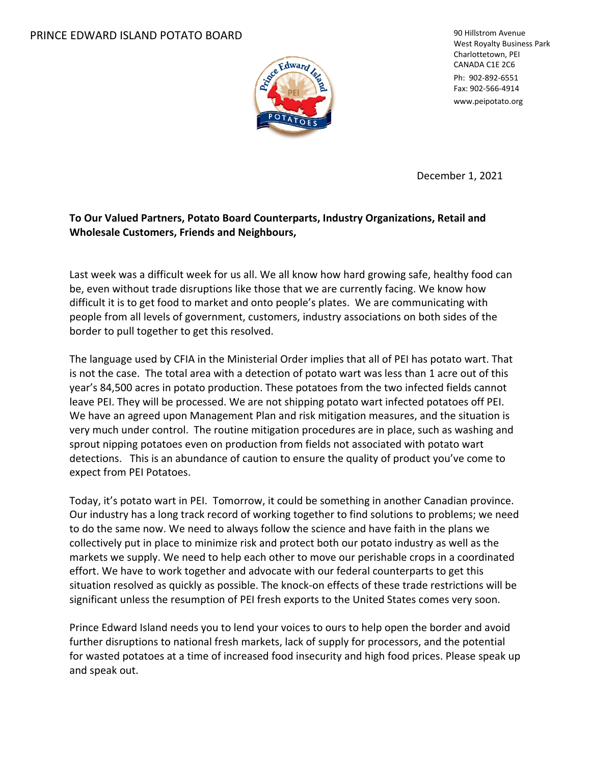PRINCE EDWARD ISLAND POTATO BOARD

90 Hillstrom Avenue
West Royalty Business Park
Charlottetown, PEI
CANADA C1E 2C6
Ph: 902-892-6551
Fax: 902-566-4914
www.peipotato.org

December 1, 2021

**To Our Valued Partners, Potato Board Counterparts, Industry Organizations, Retail and Wholesale Customers, Friends and Neighbours,**

Last week was a difficult week for us all. We all know how hard growing safe, healthy food can be, even without trade disruptions like those that we are currently facing. We know how difficult it is to get food to market and onto people's plates. We are communicating with people from all levels of government, customers, industry associations on both sides of the border to pull together to get this resolved.

The language used by CFIA in the Ministerial Order implies that all of PEI has potato wart. That is not the case. The total area with a detection of potato wart was less than 1 acre out of this year's 84,500 acres in potato production. These potatoes from the two infected fields cannot leave PEI. They will be processed. We are not shipping potato wart infected potatoes off PEI. We have an agreed upon Management Plan and risk mitigation measures, and the situation is very much under control. The routine mitigation procedures are in place, such as washing and sprout nipping potatoes even on production from fields not associated with potato wart detections. This is an abundance of caution to ensure the quality of product you've come to expect from PEI Potatoes.

Today, it's potato wart in PEI. Tomorrow, it could be something in another Canadian province. Our industry has a long track record of working together to find solutions to problems; we need to do the same now. We need to always follow the science and have faith in the plans we collectively put in place to minimize risk and protect both our potato industry as well as the markets we supply. We need to help each other to move our perishable crops in a coordinated effort. We have to work together and advocate with our federal counterparts to get this situation resolved as quickly as possible. The knock-on effects of these trade restrictions will be significant unless the resumption of PEI fresh exports to the United States comes very soon.

Prince Edward Island needs you to lend your voices to ours to help open the border and avoid further disruptions to national fresh markets, lack of supply for processors, and the potential for wasted potatoes at a time of increased food insecurity and high food prices. Please speak up and speak out.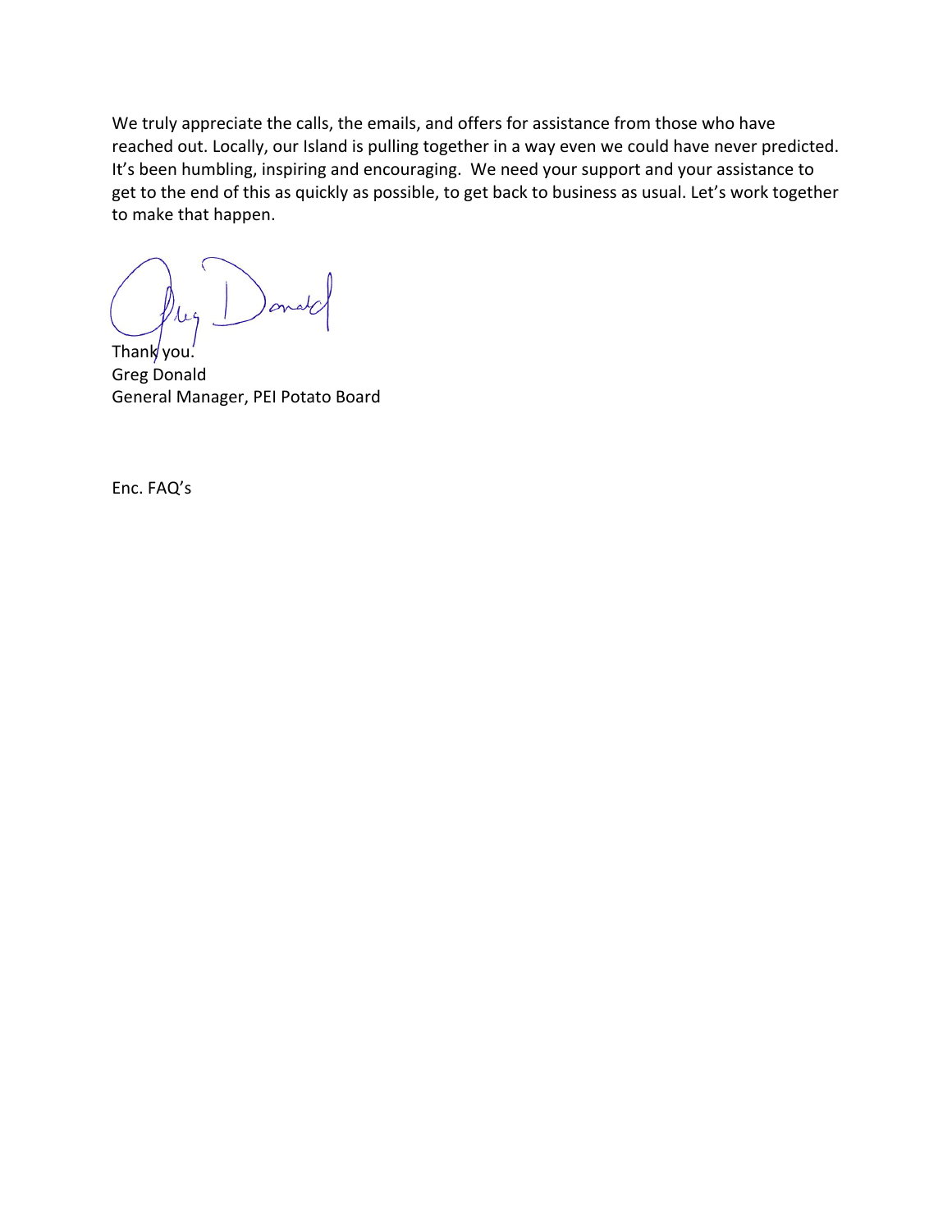We truly appreciate the calls, the emails, and offers for assistance from those who have reached out. Locally, our Island is pulling together in a way even we could have never predicted. It's been humbling, inspiring and encouraging. We need your support and your assistance to get to the end of this as quickly as possible, to get back to business as usual. Let's work together to make that happen.

Thank you.
Greg Donald
General Manager, PEI Potato Board

Enc. FAQ's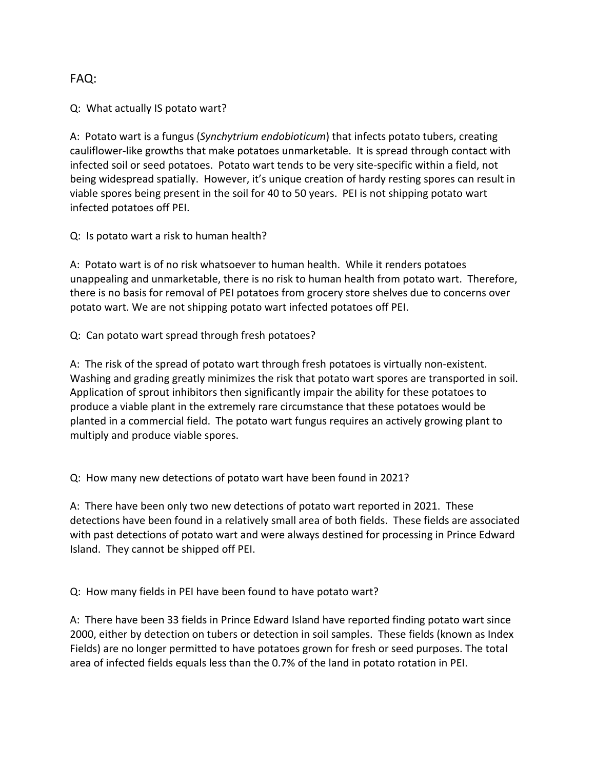## FAQ:

Q: What actually IS potato wart?

A: Potato wart is a fungus (*Synchytrium endobioticum*) that infects potato tubers, creating cauliflower-like growths that make potatoes unmarketable. It is spread through contact with infected soil or seed potatoes. Potato wart tends to be very site-specific within a field, not being widespread spatially. However, it's unique creation of hardy resting spores can result in viable spores being present in the soil for 40 to 50 years. PEI is not shipping potato wart infected potatoes off PEI.

Q: Is potato wart a risk to human health?

A: Potato wart is of no risk whatsoever to human health. While it renders potatoes unappealing and unmarketable, there is no risk to human health from potato wart. Therefore, there is no basis for removal of PEI potatoes from grocery store shelves due to concerns over potato wart. We are not shipping potato wart infected potatoes off PEI.

Q: Can potato wart spread through fresh potatoes?

A: The risk of the spread of potato wart through fresh potatoes is virtually non-existent. Washing and grading greatly minimizes the risk that potato wart spores are transported in soil. Application of sprout inhibitors then significantly impair the ability for these potatoes to produce a viable plant in the extremely rare circumstance that these potatoes would be planted in a commercial field. The potato wart fungus requires an actively growing plant to multiply and produce viable spores.

Q: How many new detections of potato wart have been found in 2021?

A: There have been only two new detections of potato wart reported in 2021. These detections have been found in a relatively small area of both fields. These fields are associated with past detections of potato wart and were always destined for processing in Prince Edward Island. They cannot be shipped off PEI.

Q: How many fields in PEI have been found to have potato wart?

A: There have been 33 fields in Prince Edward Island have reported finding potato wart since 2000, either by detection on tubers or detection in soil samples. These fields (known as Index Fields) are no longer permitted to have potatoes grown for fresh or seed purposes. The total area of infected fields equals less than the 0.7% of the land in potato rotation in PEI.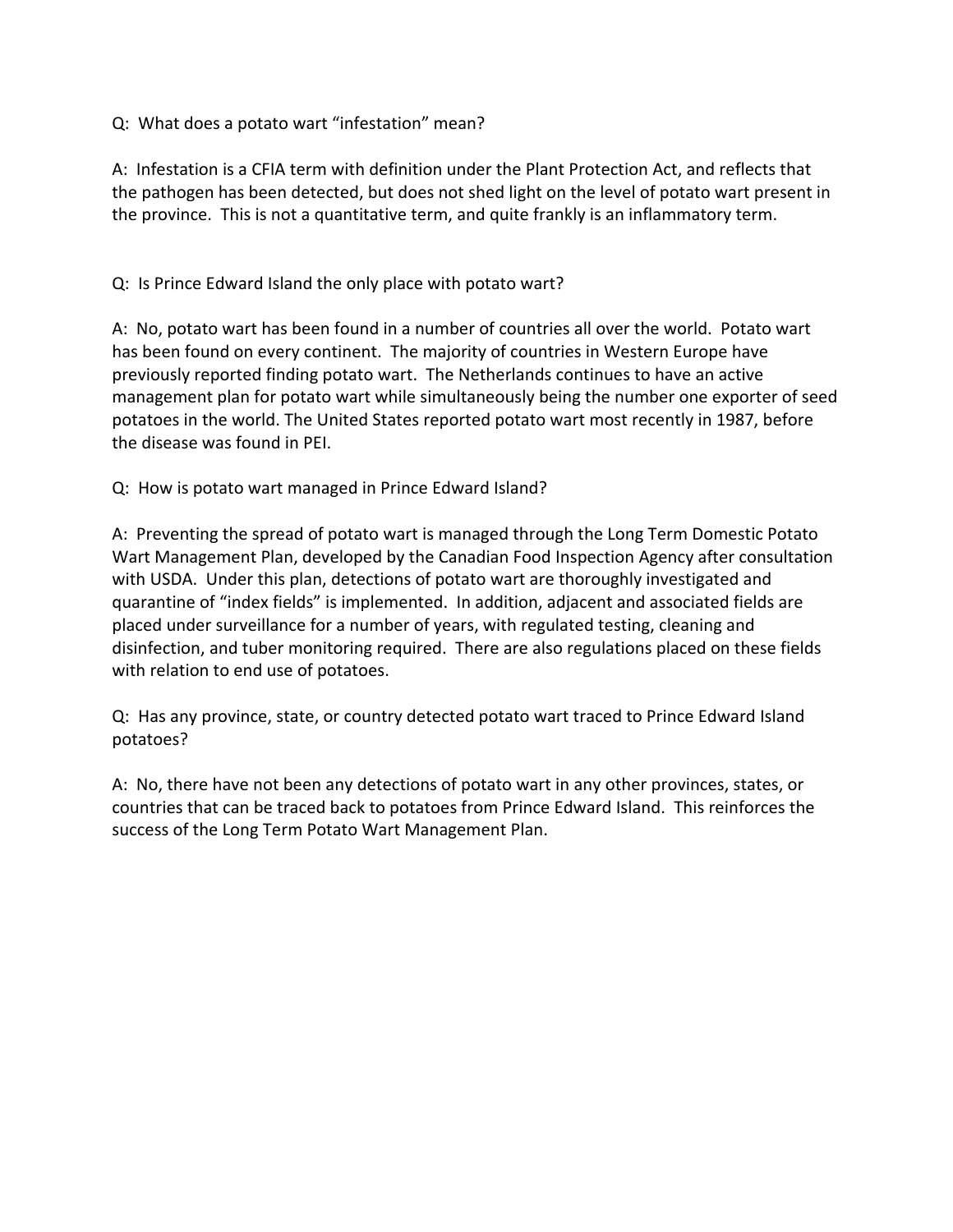Q: What does a potato wart "infestation" mean?

A: Infestation is a CFIA term with definition under the Plant Protection Act, and reflects that the pathogen has been detected, but does not shed light on the level of potato wart present in the province. This is not a quantitative term, and quite frankly is an inflammatory term.

Q: Is Prince Edward Island the only place with potato wart?

A: No, potato wart has been found in a number of countries all over the world. Potato wart has been found on every continent. The majority of countries in Western Europe have previously reported finding potato wart. The Netherlands continues to have an active management plan for potato wart while simultaneously being the number one exporter of seed potatoes in the world. The United States reported potato wart most recently in 1987, before the disease was found in PEI.

Q: How is potato wart managed in Prince Edward Island?

A: Preventing the spread of potato wart is managed through the Long Term Domestic Potato Wart Management Plan, developed by the Canadian Food Inspection Agency after consultation with USDA. Under this plan, detections of potato wart are thoroughly investigated and quarantine of "index fields" is implemented. In addition, adjacent and associated fields are placed under surveillance for a number of years, with regulated testing, cleaning and disinfection, and tuber monitoring required. There are also regulations placed on these fields with relation to end use of potatoes.

Q: Has any province, state, or country detected potato wart traced to Prince Edward Island potatoes?

A: No, there have not been any detections of potato wart in any other provinces, states, or countries that can be traced back to potatoes from Prince Edward Island. This reinforces the success of the Long Term Potato Wart Management Plan.